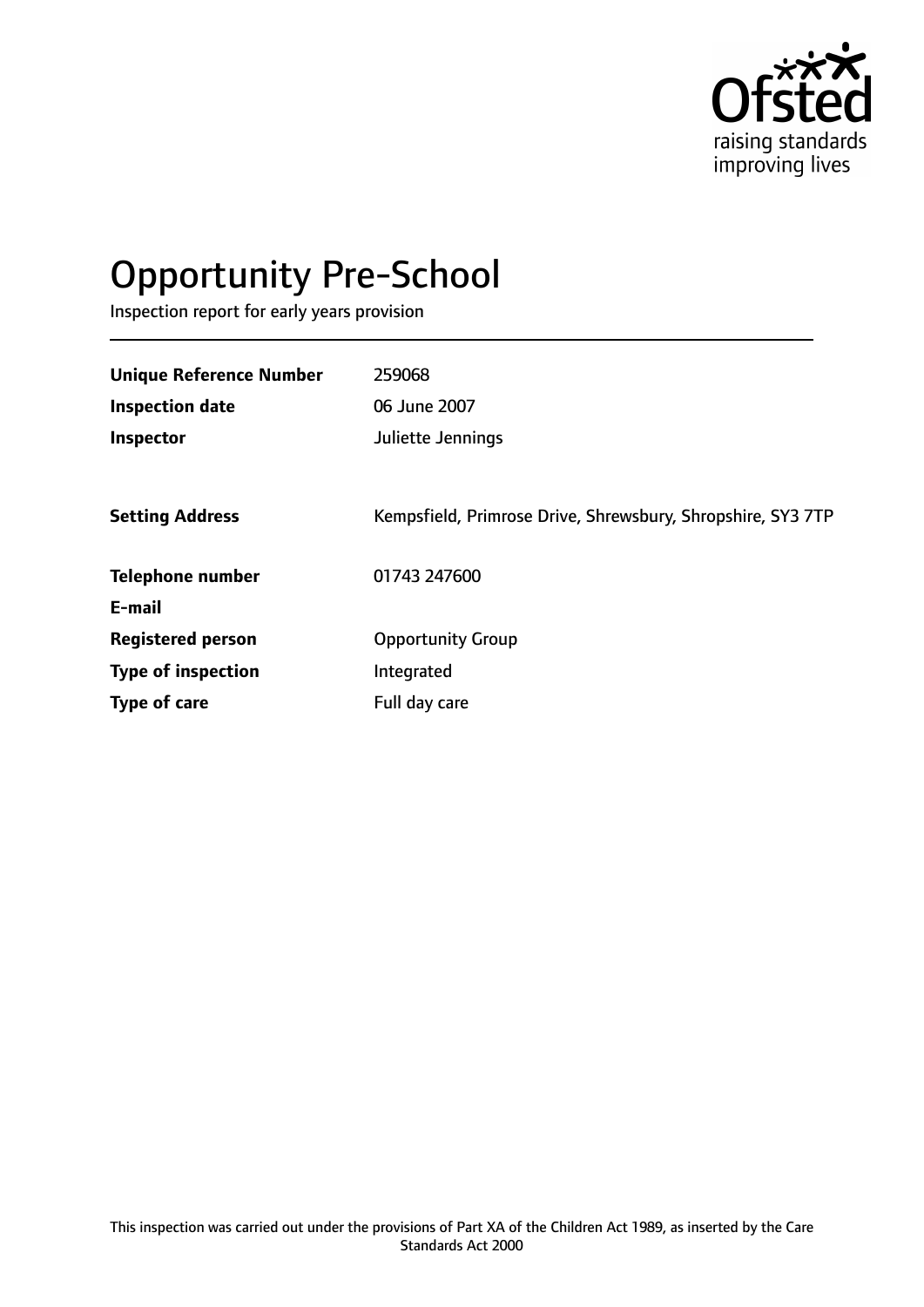Ofsted raising standards improving lives

# Opportunity Pre-School

Inspection report for early years provision

| | |
|---|---|
| **Unique Reference Number** | 259068 |
| **Inspection date** | 06 June 2007 |
| **Inspector** | Juliette Jennings |
| **Setting Address** | Kempsfield, Primrose Drive, Shrewsbury, Shropshire, SY3 7TP |
| **Telephone number** | 01743 247600 |
| **E-mail** | |
| **Registered person** | Opportunity Group |
| **Type of inspection** | Integrated |
| **Type of care** | Full day care |

This inspection was carried out under the provisions of Part XA of the Children Act 1989, as inserted by the Care Standards Act 2000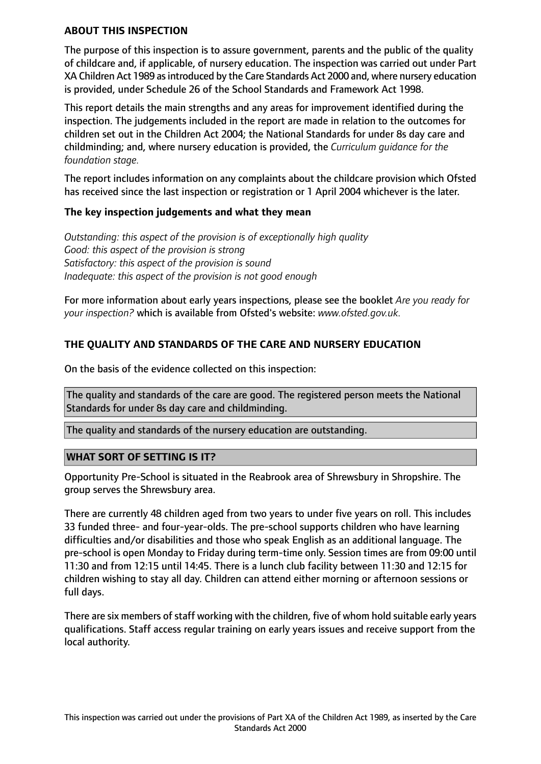**ABOUT THIS INSPECTION**

The purpose of this inspection is to assure government, parents and the public of the quality of childcare and, if applicable, of nursery education. The inspection was carried out under Part XA Children Act 1989 as introduced by the Care Standards Act 2000 and, where nursery education is provided, under Schedule 26 of the School Standards and Framework Act 1998.

This report details the main strengths and any areas for improvement identified during the inspection. The judgements included in the report are made in relation to the outcomes for children set out in the Children Act 2004; the National Standards for under 8s day care and childminding; and, where nursery education is provided, the *Curriculum guidance for the foundation stage.*

The report includes information on any complaints about the childcare provision which Ofsted has received since the last inspection or registration or 1 April 2004 whichever is the later.

**The key inspection judgements and what they mean**

*Outstanding: this aspect of the provision is of exceptionally high quality*
*Good: this aspect of the provision is strong*
*Satisfactory: this aspect of the provision is sound*
*Inadequate: this aspect of the provision is not good enough*

For more information about early years inspections, please see the booklet *Are you ready for your inspection?* which is available from Ofsted's website: *www.ofsted.gov.uk.*

**THE QUALITY AND STANDARDS OF THE CARE AND NURSERY EDUCATION**

On the basis of the evidence collected on this inspection:

The quality and standards of the care are good. The registered person meets the National Standards for under 8s day care and childminding.

The quality and standards of the nursery education are outstanding.

**WHAT SORT OF SETTING IS IT?**

Opportunity Pre-School is situated in the Reabrook area of Shrewsbury in Shropshire. The group serves the Shrewsbury area.

There are currently 48 children aged from two years to under five years on roll. This includes 33 funded three- and four-year-olds. The pre-school supports children who have learning difficulties and/or disabilities and those who speak English as an additional language. The pre-school is open Monday to Friday during term-time only. Session times are from 09:00 until 11:30 and from 12:15 until 14:45. There is a lunch club facility between 11:30 and 12:15 for children wishing to stay all day. Children can attend either morning or afternoon sessions or full days.

There are six members of staff working with the children, five of whom hold suitable early years qualifications. Staff access regular training on early years issues and receive support from the local authority.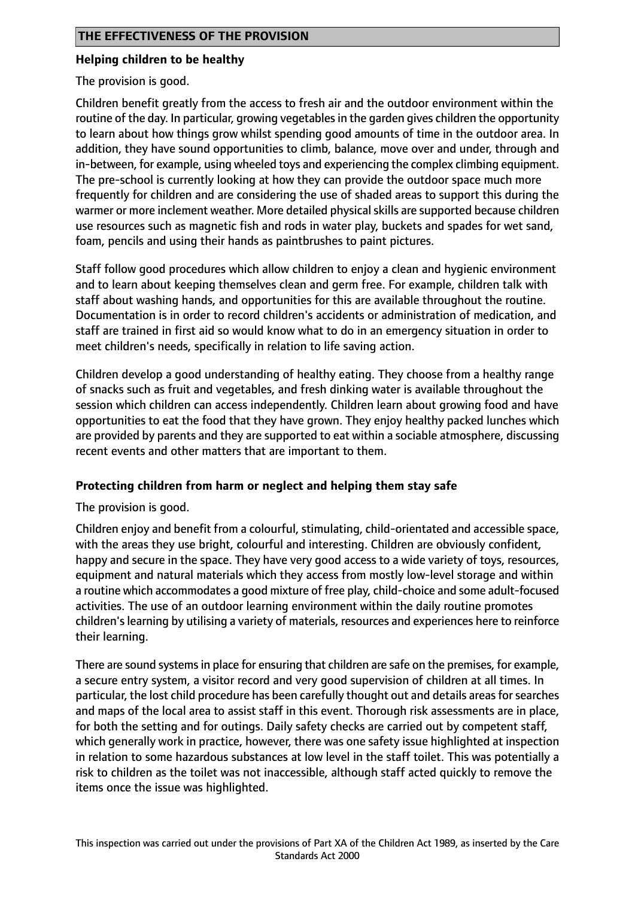## THE EFFECTIVENESS OF THE PROVISION

### Helping children to be healthy

The provision is good.

Children benefit greatly from the access to fresh air and the outdoor environment within the routine of the day. In particular, growing vegetables in the garden gives children the opportunity to learn about how things grow whilst spending good amounts of time in the outdoor area. In addition, they have sound opportunities to climb, balance, move over and under, through and in-between, for example, using wheeled toys and experiencing the complex climbing equipment. The pre-school is currently looking at how they can provide the outdoor space much more frequently for children and are considering the use of shaded areas to support this during the warmer or more inclement weather. More detailed physical skills are supported because children use resources such as magnetic fish and rods in water play, buckets and spades for wet sand, foam, pencils and using their hands as paintbrushes to paint pictures.

Staff follow good procedures which allow children to enjoy a clean and hygienic environment and to learn about keeping themselves clean and germ free. For example, children talk with staff about washing hands, and opportunities for this are available throughout the routine. Documentation is in order to record children's accidents or administration of medication, and staff are trained in first aid so would know what to do in an emergency situation in order to meet children's needs, specifically in relation to life saving action.

Children develop a good understanding of healthy eating. They choose from a healthy range of snacks such as fruit and vegetables, and fresh dinking water is available throughout the session which children can access independently. Children learn about growing food and have opportunities to eat the food that they have grown. They enjoy healthy packed lunches which are provided by parents and they are supported to eat within a sociable atmosphere, discussing recent events and other matters that are important to them.

### Protecting children from harm or neglect and helping them stay safe

The provision is good.

Children enjoy and benefit from a colourful, stimulating, child-orientated and accessible space, with the areas they use bright, colourful and interesting. Children are obviously confident, happy and secure in the space. They have very good access to a wide variety of toys, resources, equipment and natural materials which they access from mostly low-level storage and within a routine which accommodates a good mixture of free play, child-choice and some adult-focused activities. The use of an outdoor learning environment within the daily routine promotes children's learning by utilising a variety of materials, resources and experiences here to reinforce their learning.

There are sound systems in place for ensuring that children are safe on the premises, for example, a secure entry system, a visitor record and very good supervision of children at all times. In particular, the lost child procedure has been carefully thought out and details areas for searches and maps of the local area to assist staff in this event. Thorough risk assessments are in place, for both the setting and for outings. Daily safety checks are carried out by competent staff, which generally work in practice, however, there was one safety issue highlighted at inspection in relation to some hazardous substances at low level in the staff toilet. This was potentially a risk to children as the toilet was not inaccessible, although staff acted quickly to remove the items once the issue was highlighted.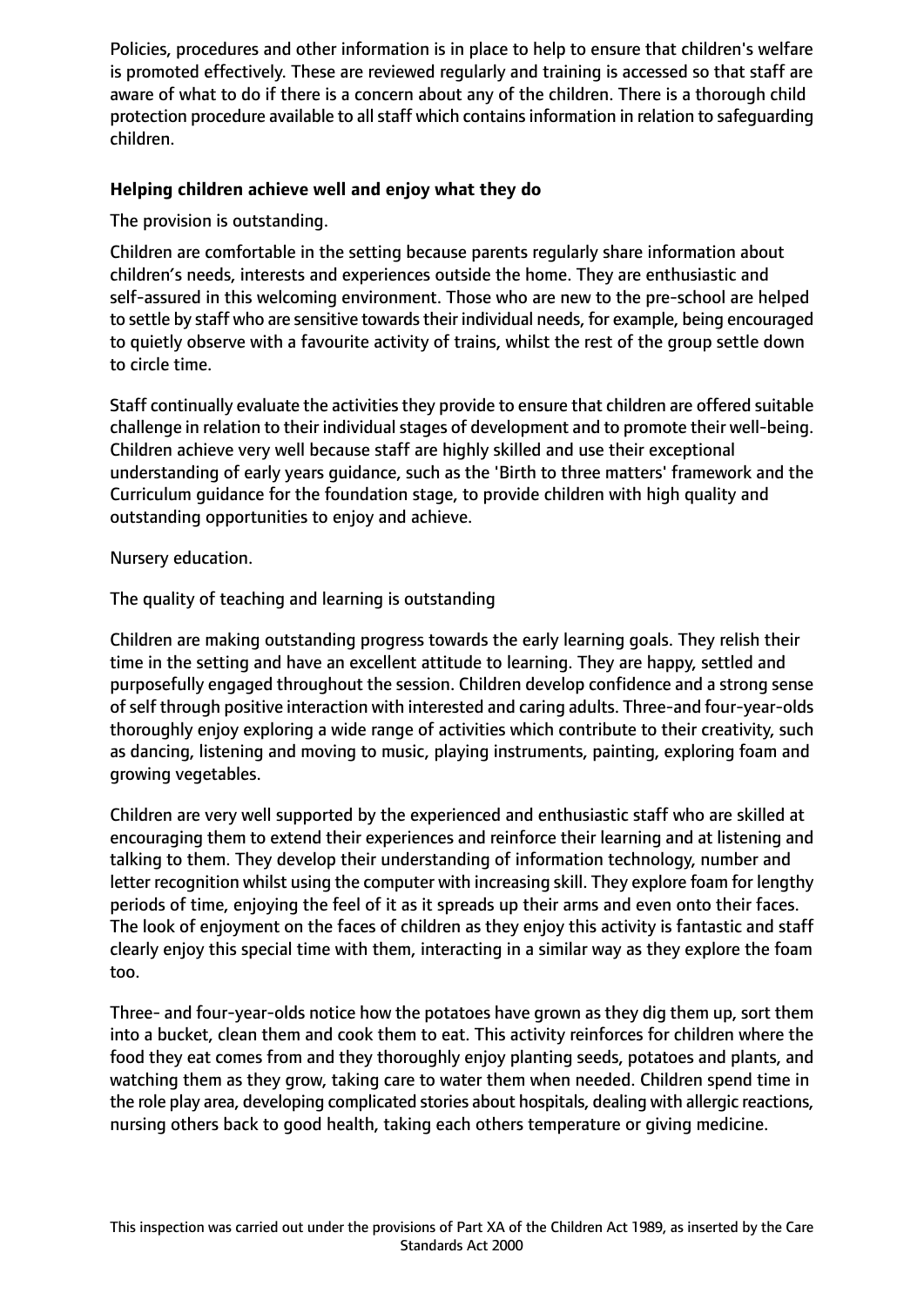Policies, procedures and other information is in place to help to ensure that children's welfare is promoted effectively. These are reviewed regularly and training is accessed so that staff are aware of what to do if there is a concern about any of the children. There is a thorough child protection procedure available to all staff which contains information in relation to safeguarding children.

**Helping children achieve well and enjoy what they do**

The provision is outstanding.

Children are comfortable in the setting because parents regularly share information about children's needs, interests and experiences outside the home. They are enthusiastic and self-assured in this welcoming environment. Those who are new to the pre-school are helped to settle by staff who are sensitive towards their individual needs, for example, being encouraged to quietly observe with a favourite activity of trains, whilst the rest of the group settle down to circle time.

Staff continually evaluate the activities they provide to ensure that children are offered suitable challenge in relation to their individual stages of development and to promote their well-being. Children achieve very well because staff are highly skilled and use their exceptional understanding of early years guidance, such as the 'Birth to three matters' framework and the Curriculum guidance for the foundation stage, to provide children with high quality and outstanding opportunities to enjoy and achieve.

Nursery education.

The quality of teaching and learning is outstanding

Children are making outstanding progress towards the early learning goals. They relish their time in the setting and have an excellent attitude to learning. They are happy, settled and purposefully engaged throughout the session. Children develop confidence and a strong sense of self through positive interaction with interested and caring adults. Three-and four-year-olds thoroughly enjoy exploring a wide range of activities which contribute to their creativity, such as dancing, listening and moving to music, playing instruments, painting, exploring foam and growing vegetables.

Children are very well supported by the experienced and enthusiastic staff who are skilled at encouraging them to extend their experiences and reinforce their learning and at listening and talking to them. They develop their understanding of information technology, number and letter recognition whilst using the computer with increasing skill. They explore foam for lengthy periods of time, enjoying the feel of it as it spreads up their arms and even onto their faces. The look of enjoyment on the faces of children as they enjoy this activity is fantastic and staff clearly enjoy this special time with them, interacting in a similar way as they explore the foam too.

Three- and four-year-olds notice how the potatoes have grown as they dig them up, sort them into a bucket, clean them and cook them to eat. This activity reinforces for children where the food they eat comes from and they thoroughly enjoy planting seeds, potatoes and plants, and watching them as they grow, taking care to water them when needed. Children spend time in the role play area, developing complicated stories about hospitals, dealing with allergic reactions, nursing others back to good health, taking each others temperature or giving medicine.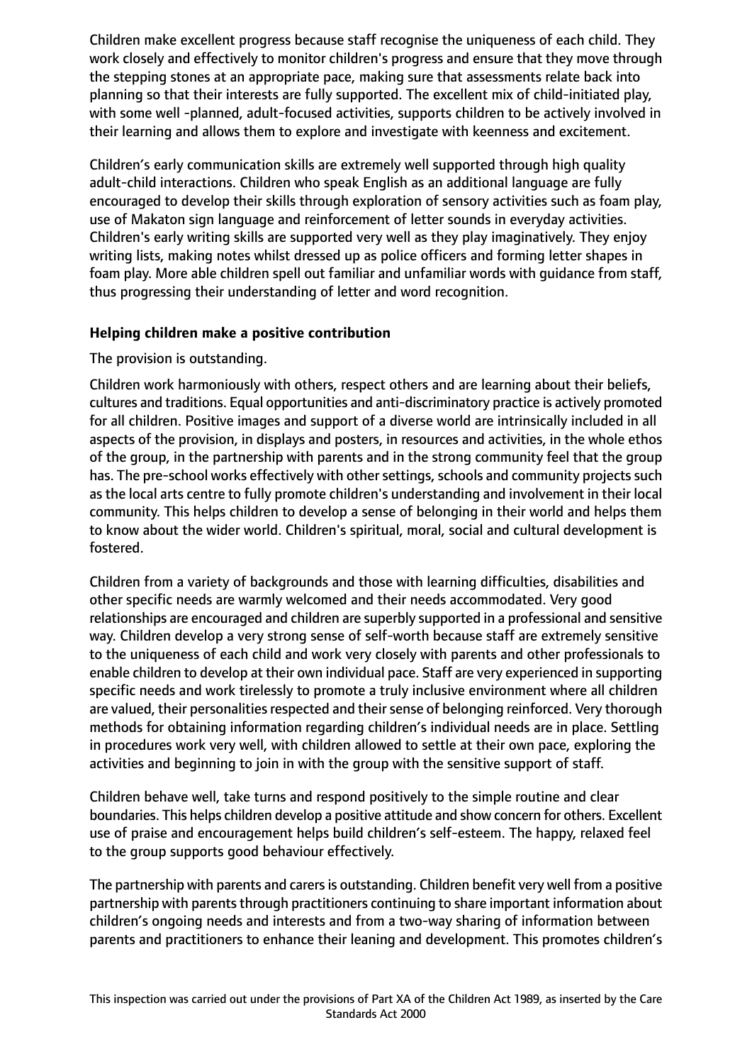Children make excellent progress because staff recognise the uniqueness of each child. They work closely and effectively to monitor children's progress and ensure that they move through the stepping stones at an appropriate pace, making sure that assessments relate back into planning so that their interests are fully supported. The excellent mix of child-initiated play, with some well -planned, adult-focused activities, supports children to be actively involved in their learning and allows them to explore and investigate with keenness and excitement.

Children's early communication skills are extremely well supported through high quality adult-child interactions. Children who speak English as an additional language are fully encouraged to develop their skills through exploration of sensory activities such as foam play, use of Makaton sign language and reinforcement of letter sounds in everyday activities. Children's early writing skills are supported very well as they play imaginatively. They enjoy writing lists, making notes whilst dressed up as police officers and forming letter shapes in foam play. More able children spell out familiar and unfamiliar words with guidance from staff, thus progressing their understanding of letter and word recognition.

**Helping children make a positive contribution**

The provision is outstanding.

Children work harmoniously with others, respect others and are learning about their beliefs, cultures and traditions. Equal opportunities and anti-discriminatory practice is actively promoted for all children. Positive images and support of a diverse world are intrinsically included in all aspects of the provision, in displays and posters, in resources and activities, in the whole ethos of the group, in the partnership with parents and in the strong community feel that the group has. The pre-school works effectively with other settings, schools and community projects such as the local arts centre to fully promote children's understanding and involvement in their local community. This helps children to develop a sense of belonging in their world and helps them to know about the wider world. Children's spiritual, moral, social and cultural development is fostered.

Children from a variety of backgrounds and those with learning difficulties, disabilities and other specific needs are warmly welcomed and their needs accommodated. Very good relationships are encouraged and children are superbly supported in a professional and sensitive way. Children develop a very strong sense of self-worth because staff are extremely sensitive to the uniqueness of each child and work very closely with parents and other professionals to enable children to develop at their own individual pace. Staff are very experienced in supporting specific needs and work tirelessly to promote a truly inclusive environment where all children are valued, their personalities respected and their sense of belonging reinforced. Very thorough methods for obtaining information regarding children's individual needs are in place. Settling in procedures work very well, with children allowed to settle at their own pace, exploring the activities and beginning to join in with the group with the sensitive support of staff.

Children behave well, take turns and respond positively to the simple routine and clear boundaries. This helps children develop a positive attitude and show concern for others. Excellent use of praise and encouragement helps build children's self-esteem. The happy, relaxed feel to the group supports good behaviour effectively.

The partnership with parents and carers is outstanding. Children benefit very well from a positive partnership with parents through practitioners continuing to share important information about children's ongoing needs and interests and from a two-way sharing of information between parents and practitioners to enhance their leaning and development. This promotes children's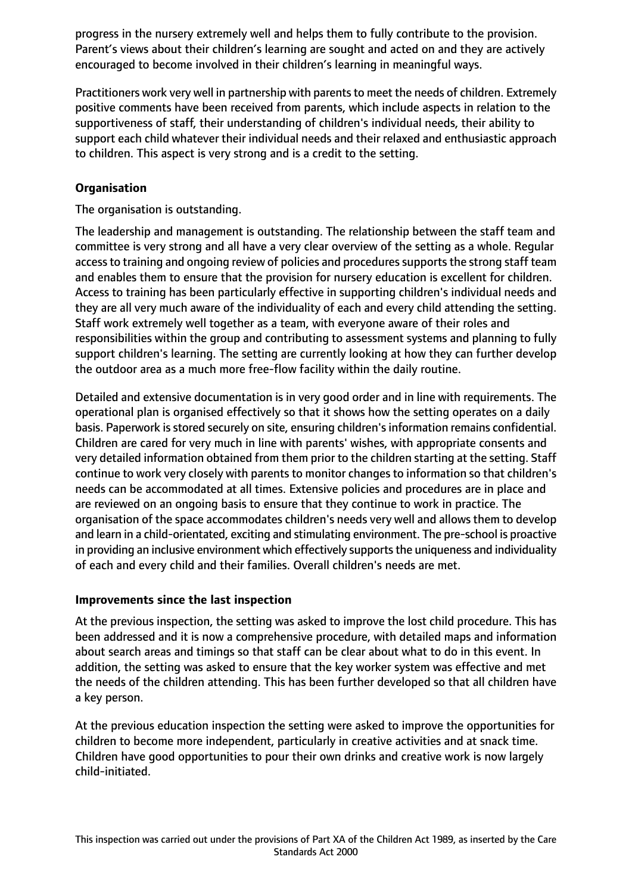progress in the nursery extremely well and helps them to fully contribute to the provision. Parent's views about their children's learning are sought and acted on and they are actively encouraged to become involved in their children's learning in meaningful ways.

Practitioners work very well in partnership with parents to meet the needs of children. Extremely positive comments have been received from parents, which include aspects in relation to the supportiveness of staff, their understanding of children's individual needs, their ability to support each child whatever their individual needs and their relaxed and enthusiastic approach to children. This aspect is very strong and is a credit to the setting.

**Organisation**

The organisation is outstanding.

The leadership and management is outstanding. The relationship between the staff team and committee is very strong and all have a very clear overview of the setting as a whole. Regular access to training and ongoing review of policies and procedures supports the strong staff team and enables them to ensure that the provision for nursery education is excellent for children. Access to training has been particularly effective in supporting children's individual needs and they are all very much aware of the individuality of each and every child attending the setting. Staff work extremely well together as a team, with everyone aware of their roles and responsibilities within the group and contributing to assessment systems and planning to fully support children's learning. The setting are currently looking at how they can further develop the outdoor area as a much more free-flow facility within the daily routine.

Detailed and extensive documentation is in very good order and in line with requirements. The operational plan is organised effectively so that it shows how the setting operates on a daily basis. Paperwork is stored securely on site, ensuring children's information remains confidential. Children are cared for very much in line with parents' wishes, with appropriate consents and very detailed information obtained from them prior to the children starting at the setting. Staff continue to work very closely with parents to monitor changes to information so that children's needs can be accommodated at all times. Extensive policies and procedures are in place and are reviewed on an ongoing basis to ensure that they continue to work in practice. The organisation of the space accommodates children's needs very well and allows them to develop and learn in a child-orientated, exciting and stimulating environment. The pre-school is proactive in providing an inclusive environment which effectively supports the uniqueness and individuality of each and every child and their families. Overall children's needs are met.

**Improvements since the last inspection**

At the previous inspection, the setting was asked to improve the lost child procedure. This has been addressed and it is now a comprehensive procedure, with detailed maps and information about search areas and timings so that staff can be clear about what to do in this event. In addition, the setting was asked to ensure that the key worker system was effective and met the needs of the children attending. This has been further developed so that all children have a key person.

At the previous education inspection the setting were asked to improve the opportunities for children to become more independent, particularly in creative activities and at snack time. Children have good opportunities to pour their own drinks and creative work is now largely child-initiated.

This inspection was carried out under the provisions of Part XA of the Children Act 1989, as inserted by the Care Standards Act 2000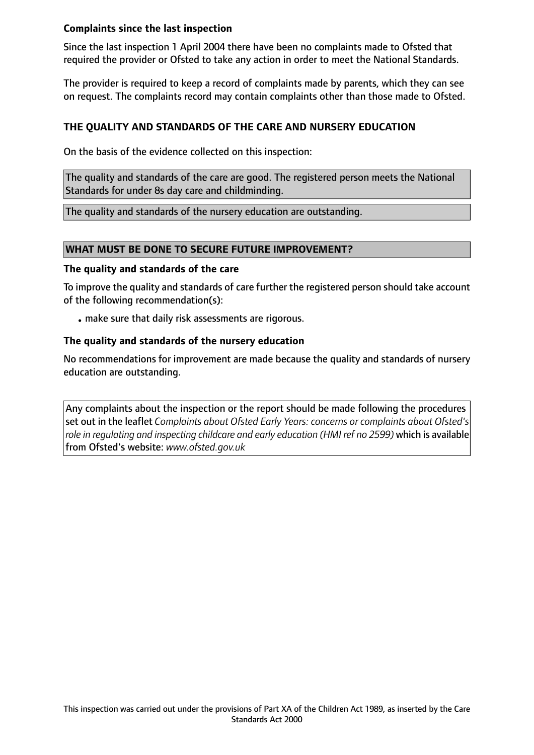**Complaints since the last inspection**

Since the last inspection 1 April 2004 there have been no complaints made to Ofsted that required the provider or Ofsted to take any action in order to meet the National Standards.

The provider is required to keep a record of complaints made by parents, which they can see on request. The complaints record may contain complaints other than those made to Ofsted.

## THE QUALITY AND STANDARDS OF THE CARE AND NURSERY EDUCATION

On the basis of the evidence collected on this inspection:

The quality and standards of the care are good. The registered person meets the National Standards for under 8s day care and childminding.

The quality and standards of the nursery education are outstanding.

## WHAT MUST BE DONE TO SECURE FUTURE IMPROVEMENT?

**The quality and standards of the care**

To improve the quality and standards of care further the registered person should take account of the following recommendation(s):

- make sure that daily risk assessments are rigorous.

**The quality and standards of the nursery education**

No recommendations for improvement are made because the quality and standards of nursery education are outstanding.

Any complaints about the inspection or the report should be made following the procedures set out in the leaflet *Complaints about Ofsted Early Years: concerns or complaints about Ofsted's role in regulating and inspecting childcare and early education (HMI ref no 2599)* which is available from Ofsted's website: *www.ofsted.gov.uk*

This inspection was carried out under the provisions of Part XA of the Children Act 1989, as inserted by the Care Standards Act 2000